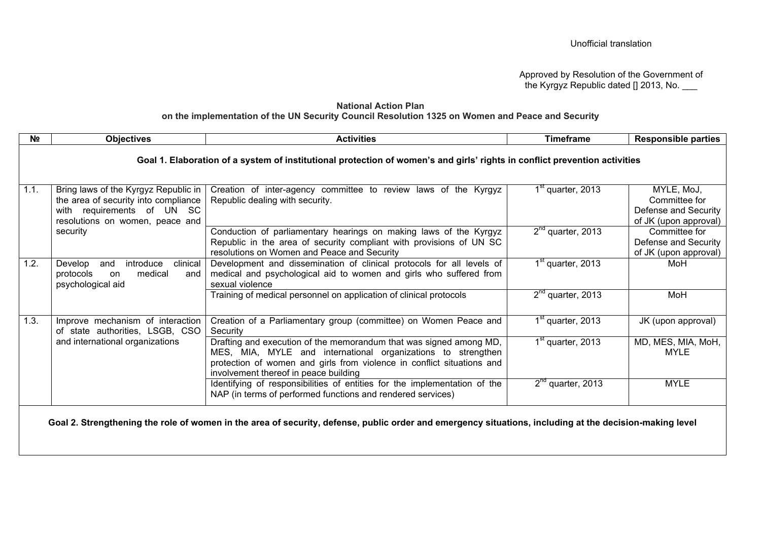Unofficial translation

Approved by Resolution of the Government of the Kyrgyz Republic dated [] 2013, No. ___

**National Action Plan**
**on the implementation of the UN Security Council Resolution 1325 on Women and Peace and Security**

| № | Objectives | Activities | Timeframe | Responsible parties |
|---|---|---|---|---|
| **Goal 1. Elaboration of a system of institutional protection of women's and girls' rights in conflict prevention activities** | | | | |
| 1.1. | Bring laws of the Kyrgyz Republic in the area of security into compliance with requirements of UN SC resolutions on women, peace and security | Creation of inter-agency committee to review laws of the Kyrgyz Republic dealing with security. | 1st quarter, 2013 | MYLE, MoJ, Committee for Defense and Security of JK (upon approval) |
| | | Conduction of parliamentary hearings on making laws of the Kyrgyz Republic in the area of security compliant with provisions of UN SC resolutions on Women and Peace and Security | 2nd quarter, 2013 | Committee for Defense and Security of JK (upon approval) |
| 1.2. | Develop and introduce clinical protocols on medical and psychological aid | Development and dissemination of clinical protocols for all levels of medical and psychological aid to women and girls who suffered from sexual violence | 1st quarter, 2013 | MoH |
| | | Training of medical personnel on application of clinical protocols | 2nd quarter, 2013 | MoH |
| 1.3. | Improve mechanism of interaction of state authorities, LSGB, CSO and international organizations | Creation of a Parliamentary group (committee) on Women Peace and Security | 1st quarter, 2013 | JK (upon approval) |
| | | Drafting and execution of the memorandum that was signed among MD, MES, MIA, MYLE and international organizations to strengthen protection of women and girls from violence in conflict situations and involvement thereof in peace building | 1st quarter, 2013 | MD, MES, MIA, MoH, MYLE |
| | | Identifying of responsibilities of entities for the implementation of the NAP (in terms of performed functions and rendered services) | 2nd quarter, 2013 | MYLE |
| **Goal 2. Strengthening the role of women in the area of security, defense, public order and emergency situations, including at the decision-making level** | | | | |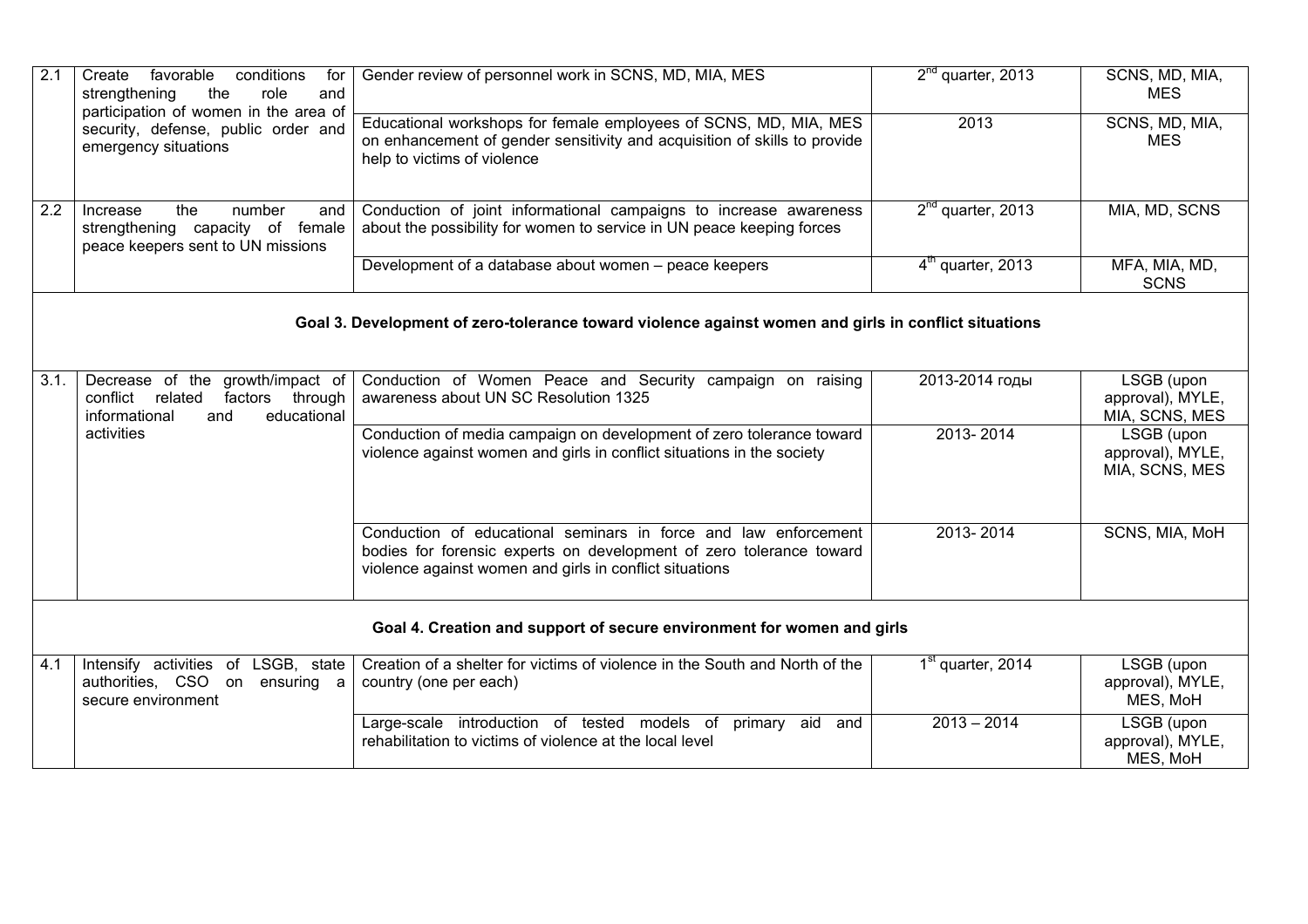| | | | | |
|---|---|---|---|---|
| 2.1 | Create favorable conditions for strengthening the role and participation of women in the area of security, defense, public order and emergency situations | Gender review of personnel work in SCNS, MD, MIA, MES | 2nd quarter, 2013 | SCNS, MD, MIA, MES |
| | | Educational workshops for female employees of SCNS, MD, MIA, MES on enhancement of gender sensitivity and acquisition of skills to provide help to victims of violence | 2013 | SCNS, MD, MIA, MES |
| 2.2 | Increase the number and strengthening capacity of female peace keepers sent to UN missions | Conduction of joint informational campaigns to increase awareness about the possibility for women to service in UN peace keeping forces | 2nd quarter, 2013 | MIA, MD, SCNS |
| | | Development of a database about women – peace keepers | 4th quarter, 2013 | MFA, MIA, MD, SCNS |
| **Goal 3. Development of zero-tolerance toward violence against women and girls in conflict situations** | | | | |
| 3.1. | Decrease of the growth/impact of conflict related factors through informational and educational activities | Conduction of Women Peace and Security campaign on raising awareness about UN SC Resolution 1325 | 2013-2014 годы | LSGB (upon approval), MYLE, MIA, SCNS, MES |
| | | Conduction of media campaign on development of zero tolerance toward violence against women and girls in conflict situations in the society | 2013- 2014 | LSGB (upon approval), MYLE, MIA, SCNS, MES |
| | | Conduction of educational seminars in force and law enforcement bodies for forensic experts on development of zero tolerance toward violence against women and girls in conflict situations | 2013- 2014 | SCNS, MIA, MoH |
| **Goal 4. Creation and support of secure environment for women and girls** | | | | |
| 4.1 | Intensify activities of LSGB, state authorities, CSO on ensuring a secure environment | Creation of a shelter for victims of violence in the South and North of the country (one per each) | 1st quarter, 2014 | LSGB (upon approval), MYLE, MES, MoH |
| | | Large-scale introduction of tested models of primary aid and rehabilitation to victims of violence at the local level | 2013 – 2014 | LSGB (upon approval), MYLE, MES, MoH |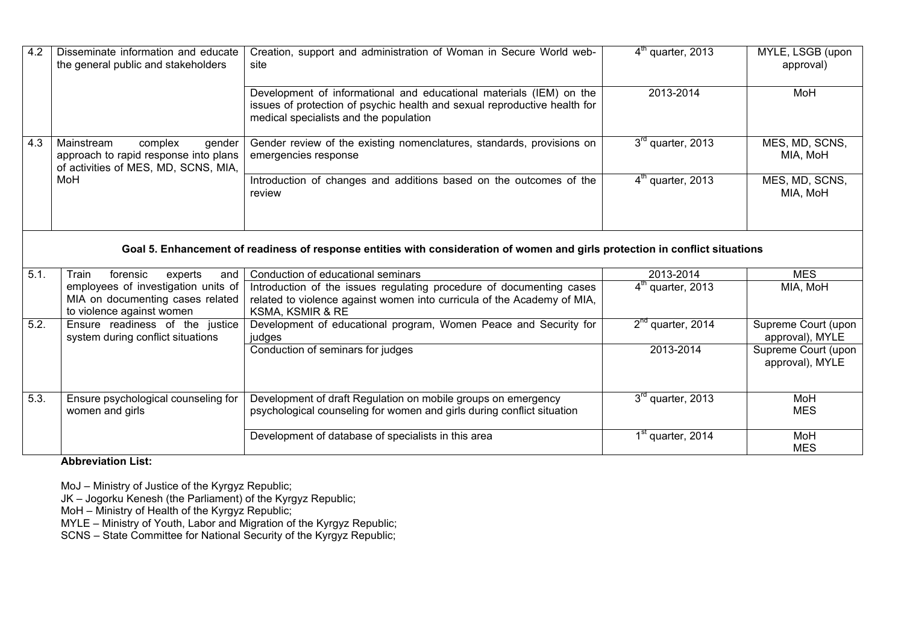| | | | | |
|---|---|---|---|---|
| 4.2 | Disseminate information and educate the general public and stakeholders | Creation, support and administration of Woman in Secure World web-site | 4th quarter, 2013 | MYLE, LSGB (upon approval) |
| | | Development of informational and educational materials (IEM) on the issues of protection of psychic health and sexual reproductive health for medical specialists and the population | 2013-2014 | MoH |
| 4.3 | Mainstream complex gender approach to rapid response into plans of activities of MES, MD, SCNS, MIA, MoH | Gender review of the existing nomenclatures, standards, provisions on emergencies response | 3rd quarter, 2013 | MES, MD, SCNS, MIA, MoH |
| | | Introduction of changes and additions based on the outcomes of the review | 4th quarter, 2013 | MES, MD, SCNS, MIA, MoH |
| **Goal 5. Enhancement of readiness of response entities with consideration of women and girls protection in conflict situations** | | | | |
| 5.1. | Train forensic experts and employees of investigation units of MIA on documenting cases related to violence against women | Conduction of educational seminars | 2013-2014 | MES |
| | | Introduction of the issues regulating procedure of documenting cases related to violence against women into curricula of the Academy of MIA, KSMA, KSMIR & RE | 4th quarter, 2013 | MIA, MoH |
| 5.2. | Ensure readiness of the justice system during conflict situations | Development of educational program, Women Peace and Security for judges | 2nd quarter, 2014 | Supreme Court (upon approval), MYLE |
| | | Conduction of seminars for judges | 2013-2014 | Supreme Court (upon approval), MYLE |
| 5.3. | Ensure psychological counseling for women and girls | Development of draft Regulation on mobile groups on emergency psychological counseling for women and girls during conflict situation | 3rd quarter, 2013 | MoH MES |
| | | Development of database of specialists in this area | 1st quarter, 2014 | MoH MES |

**Abbreviation List:**

MoJ – Ministry of Justice of the Kyrgyz Republic;
JK – Jogorku Kenesh (the Parliament) of the Kyrgyz Republic;
MoH – Ministry of Health of the Kyrgyz Republic;
MYLE – Ministry of Youth, Labor and Migration of the Kyrgyz Republic;
SCNS – State Committee for National Security of the Kyrgyz Republic;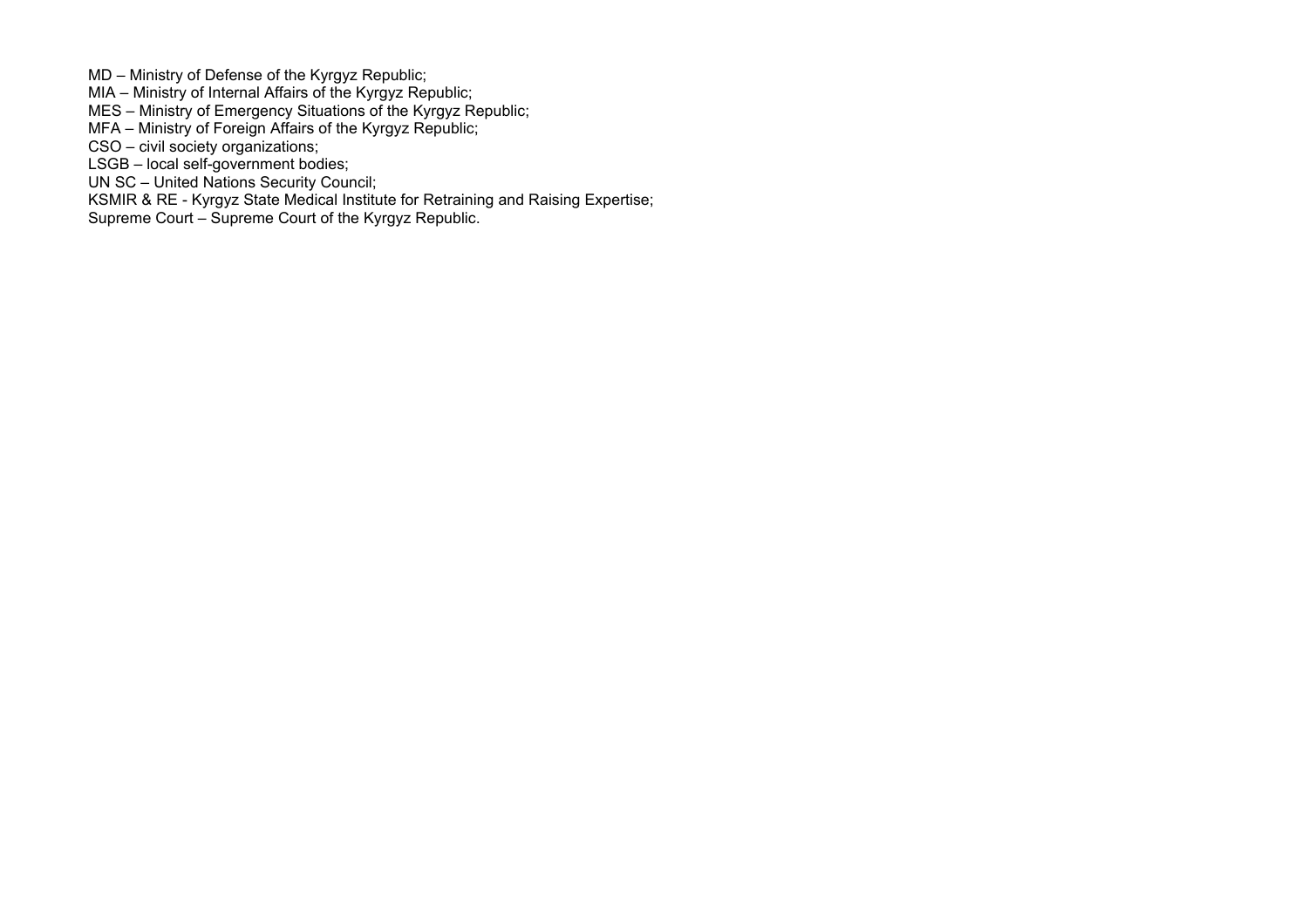MD – Ministry of Defense of the Kyrgyz Republic;
MIA – Ministry of Internal Affairs of the Kyrgyz Republic;
MES – Ministry of Emergency Situations of the Kyrgyz Republic;
MFA – Ministry of Foreign Affairs of the Kyrgyz Republic;
CSO – civil society organizations;
LSGB – local self-government bodies;
UN SC – United Nations Security Council;
KSMIR & RE - Kyrgyz State Medical Institute for Retraining and Raising Expertise;
Supreme Court – Supreme Court of the Kyrgyz Republic.